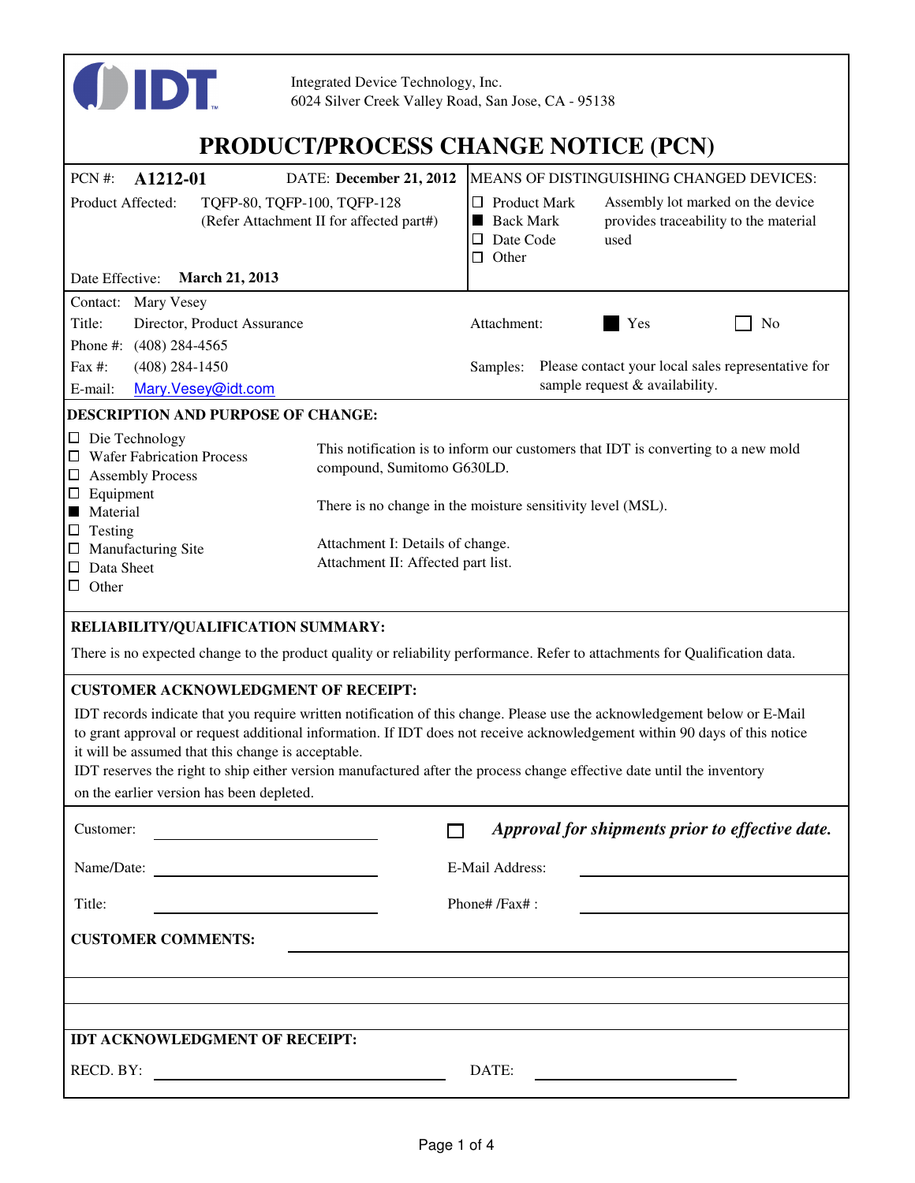IDT

Integrated Device Technology, Inc.
6024 Silver Creek Valley Road, San Jose, CA - 95138

# PRODUCT/PROCESS CHANGE NOTICE (PCN)

**PCN #:** **A1212-01** DATE: **December 21, 2012**

Product Affected: TQFP-80, TQFP-100, TQFP-128
(Refer Attachment II for affected part#)

Date Effective: **March 21, 2013**

MEANS OF DISTINGUISHING CHANGED DEVICES:

- ☐ Product Mark
- ■ Back Mark
- ☐ Date Code
- ☐ Other

Assembly lot marked on the device provides traceability to the material used

Contact: Mary Vesey
Title: Director, Product Assurance
Phone #: (408) 284-4565
Fax #: (408) 284-1450
E-mail: Mary.Vesey@idt.com

Attachment: ■ Yes ☐ No

Samples: Please contact your local sales representative for sample request & availability.

## DESCRIPTION AND PURPOSE OF CHANGE:

- ☐ Die Technology
- ☐ Wafer Fabrication Process
- ☐ Assembly Process
- ☐ Equipment
- ■ Material
- ☐ Testing
- ☐ Manufacturing Site
- ☐ Data Sheet
- ☐ Other

This notification is to inform our customers that IDT is converting to a new mold compound, Sumitomo G630LD.

There is no change in the moisture sensitivity level (MSL).

Attachment I: Details of change.
Attachment II: Affected part list.

## RELIABILITY/QUALIFICATION SUMMARY:

There is no expected change to the product quality or reliability performance. Refer to attachments for Qualification data.

## CUSTOMER ACKNOWLEDGMENT OF RECEIPT:

IDT records indicate that you require written notification of this change. Please use the acknowledgement below or E-Mail to grant approval or request additional information. If IDT does not receive acknowledgement within 90 days of this notice it will be assumed that this change is acceptable.
IDT reserves the right to ship either version manufactured after the process change effective date until the inventory on the earlier version has been depleted.

Customer: ____________________

☐ *Approval for shipments prior to effective date.*

Name/Date: ____________________

E-Mail Address: ____________________

Title: ____________________

Phone# /Fax# : ____________________

**CUSTOMER COMMENTS:** ____________________

## IDT ACKNOWLEDGMENT OF RECEIPT:

RECD. BY: ____________________ DATE: ____________________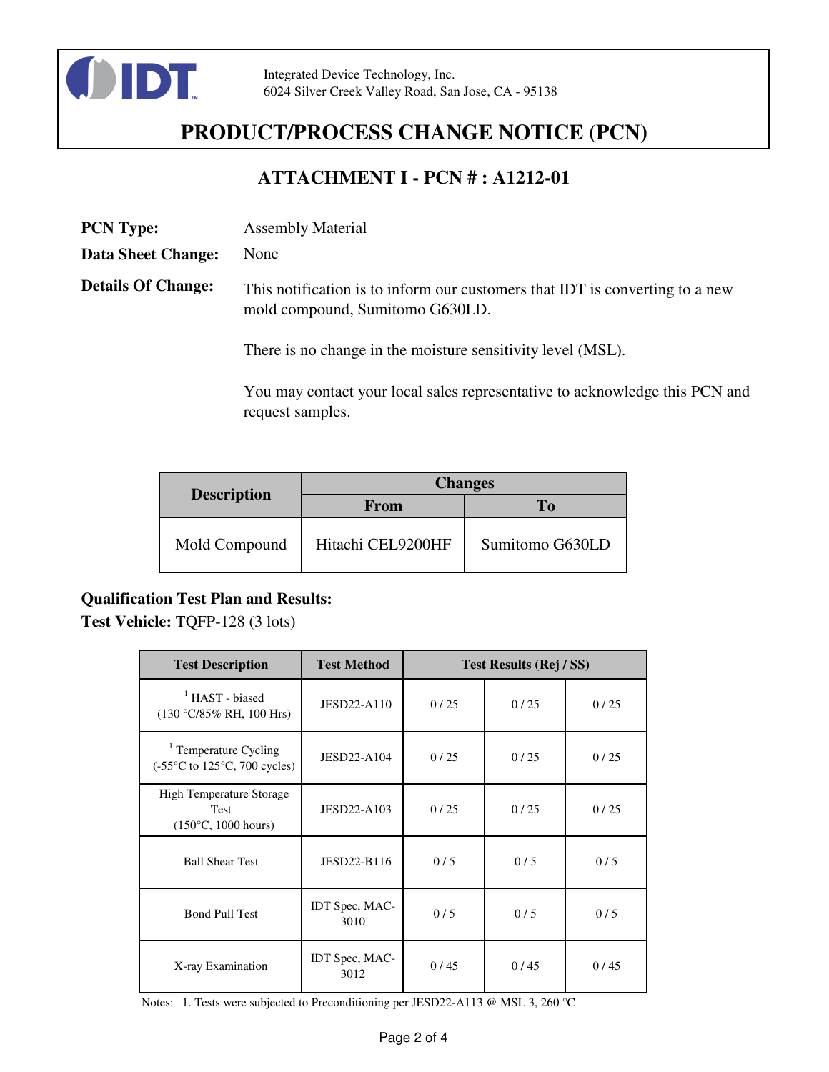Integrated Device Technology, Inc.
6024 Silver Creek Valley Road, San Jose, CA - 95138

# PRODUCT/PROCESS CHANGE NOTICE (PCN)

## ATTACHMENT I - PCN # : A1212-01

**PCN Type:** Assembly Material

**Data Sheet Change:** None

**Details Of Change:** This notification is to inform our customers that IDT is converting to a new mold compound, Sumitomo G630LD.

There is no change in the moisture sensitivity level (MSL).

You may contact your local sales representative to acknowledge this PCN and request samples.

| Description | Changes | |
|---|---|---|
| | From | To |
| Mold Compound | Hitachi CEL9200HF | Sumitomo G630LD |

**Qualification Test Plan and Results:**
**Test Vehicle:** TQFP-128 (3 lots)

| Test Description | Test Method | Test Results (Rej / SS) | | |
|---|---|---|---|---|
| [1] HAST - biased (130 °C/85% RH, 100 Hrs) | JESD22-A110 | 0 / 25 | 0 / 25 | 0 / 25 |
| [1] Temperature Cycling (-55°C to 125°C, 700 cycles) | JESD22-A104 | 0 / 25 | 0 / 25 | 0 / 25 |
| High Temperature Storage Test (150°C, 1000 hours) | JESD22-A103 | 0 / 25 | 0 / 25 | 0 / 25 |
| Ball Shear Test | JESD22-B116 | 0 / 5 | 0 / 5 | 0 / 5 |
| Bond Pull Test | IDT Spec, MAC-3010 | 0 / 5 | 0 / 5 | 0 / 5 |
| X-ray Examination | IDT Spec, MAC-3012 | 0 / 45 | 0 / 45 | 0 / 45 |

Notes: 1. Tests were subjected to Preconditioning per JESD22-A113 @ MSL 3, 260 °C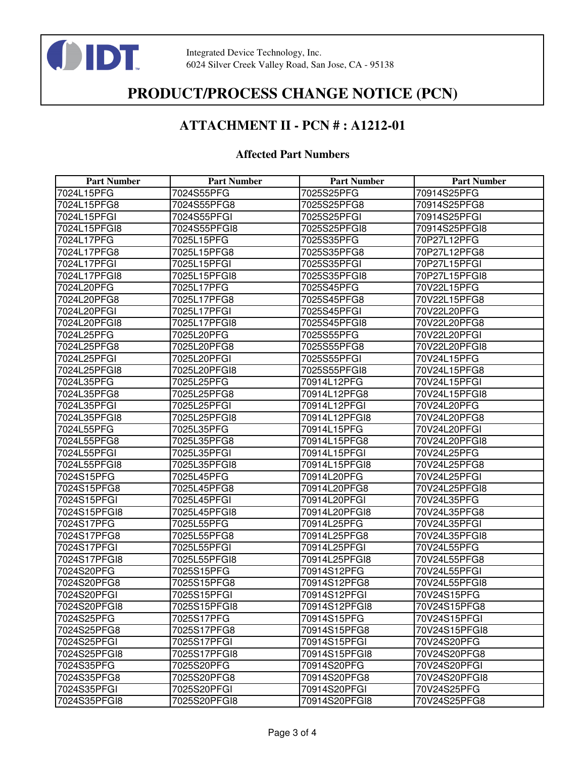Integrated Device Technology, Inc.
6024 Silver Creek Valley Road, San Jose, CA - 95138

# PRODUCT/PROCESS CHANGE NOTICE (PCN)

## ATTACHMENT II - PCN # : A1212-01

### Affected Part Numbers

| Part Number | Part Number | Part Number | Part Number |
|---|---|---|---|
| 7024L15PFG | 7024S55PFG | 7025S25PFG | 70914S25PFG |
| 7024L15PFG8 | 7024S55PFG8 | 7025S25PFG8 | 70914S25PFG8 |
| 7024L15PFGI | 7024S55PFGI | 7025S25PFGI | 70914S25PFGI |
| 7024L15PFGI8 | 7024S55PFGI8 | 7025S25PFGI8 | 70914S25PFGI8 |
| 7024L17PFG | 7025L15PFG | 7025S35PFG | 70P27L12PFG |
| 7024L17PFG8 | 7025L15PFG8 | 7025S35PFG8 | 70P27L12PFG8 |
| 7024L17PFGI | 7025L15PFGI | 7025S35PFGI | 70P27L15PFGI |
| 7024L17PFGI8 | 7025L15PFGI8 | 7025S35PFGI8 | 70P27L15PFGI8 |
| 7024L20PFG | 7025L17PFG | 7025S45PFG | 70V22L15PFG |
| 7024L20PFG8 | 7025L17PFG8 | 7025S45PFG8 | 70V22L15PFG8 |
| 7024L20PFGI | 7025L17PFGI | 7025S45PFGI | 70V22L20PFG |
| 7024L20PFGI8 | 7025L17PFGI8 | 7025S45PFGI8 | 70V22L20PFG8 |
| 7024L25PFG | 7025L20PFG | 7025S55PFG | 70V22L20PFGI |
| 7024L25PFG8 | 7025L20PFG8 | 7025S55PFG8 | 70V22L20PFGI8 |
| 7024L25PFGI | 7025L20PFGI | 7025S55PFGI | 70V24L15PFG |
| 7024L25PFGI8 | 7025L20PFGI8 | 7025S55PFGI8 | 70V24L15PFG8 |
| 7024L35PFG | 7025L25PFG | 70914L12PFG | 70V24L15PFGI |
| 7024L35PFG8 | 7025L25PFG8 | 70914L12PFG8 | 70V24L15PFGI8 |
| 7024L35PFGI | 7025L25PFGI | 70914L12PFGI | 70V24L20PFG |
| 7024L35PFGI8 | 7025L25PFGI8 | 70914L12PFGI8 | 70V24L20PFG8 |
| 7024L55PFG | 7025L35PFG | 70914L15PFG | 70V24L20PFGI |
| 7024L55PFG8 | 7025L35PFG8 | 70914L15PFG8 | 70V24L20PFGI8 |
| 7024L55PFGI | 7025L35PFGI | 70914L15PFGI | 70V24L25PFG |
| 7024L55PFGI8 | 7025L35PFGI8 | 70914L15PFGI8 | 70V24L25PFG8 |
| 7024S15PFG | 7025L45PFG | 70914L20PFG | 70V24L25PFGI |
| 7024S15PFG8 | 7025L45PFG8 | 70914L20PFG8 | 70V24L25PFGI8 |
| 7024S15PFGI | 7025L45PFGI | 70914L20PFGI | 70V24L35PFG |
| 7024S15PFGI8 | 7025L45PFGI8 | 70914L20PFGI8 | 70V24L35PFG8 |
| 7024S17PFG | 7025L55PFG | 70914L25PFG | 70V24L35PFGI |
| 7024S17PFG8 | 7025L55PFG8 | 70914L25PFG8 | 70V24L35PFGI8 |
| 7024S17PFGI | 7025L55PFGI | 70914L25PFGI | 70V24L55PFG |
| 7024S17PFGI8 | 7025L55PFGI8 | 70914L25PFGI8 | 70V24L55PFG8 |
| 7024S20PFG | 7025S15PFG | 70914S12PFG | 70V24L55PFGI |
| 7024S20PFG8 | 7025S15PFG8 | 70914S12PFG8 | 70V24L55PFGI8 |
| 7024S20PFGI | 7025S15PFGI | 70914S12PFGI | 70V24S15PFG |
| 7024S20PFGI8 | 7025S15PFGI8 | 70914S12PFGI8 | 70V24S15PFG8 |
| 7024S25PFG | 7025S17PFG | 70914S15PFG | 70V24S15PFGI |
| 7024S25PFG8 | 7025S17PFG8 | 70914S15PFG8 | 70V24S15PFGI8 |
| 7024S25PFGI | 7025S17PFGI | 70914S15PFGI | 70V24S20PFG |
| 7024S25PFGI8 | 7025S17PFGI8 | 70914S15PFGI8 | 70V24S20PFG8 |
| 7024S35PFG | 7025S20PFG | 70914S20PFG | 70V24S20PFGI |
| 7024S35PFG8 | 7025S20PFG8 | 70914S20PFG8 | 70V24S20PFGI8 |
| 7024S35PFGI | 7025S20PFGI | 70914S20PFGI | 70V24S25PFG |
| 7024S35PFGI8 | 7025S20PFGI8 | 70914S20PFGI8 | 70V24S25PFG8 |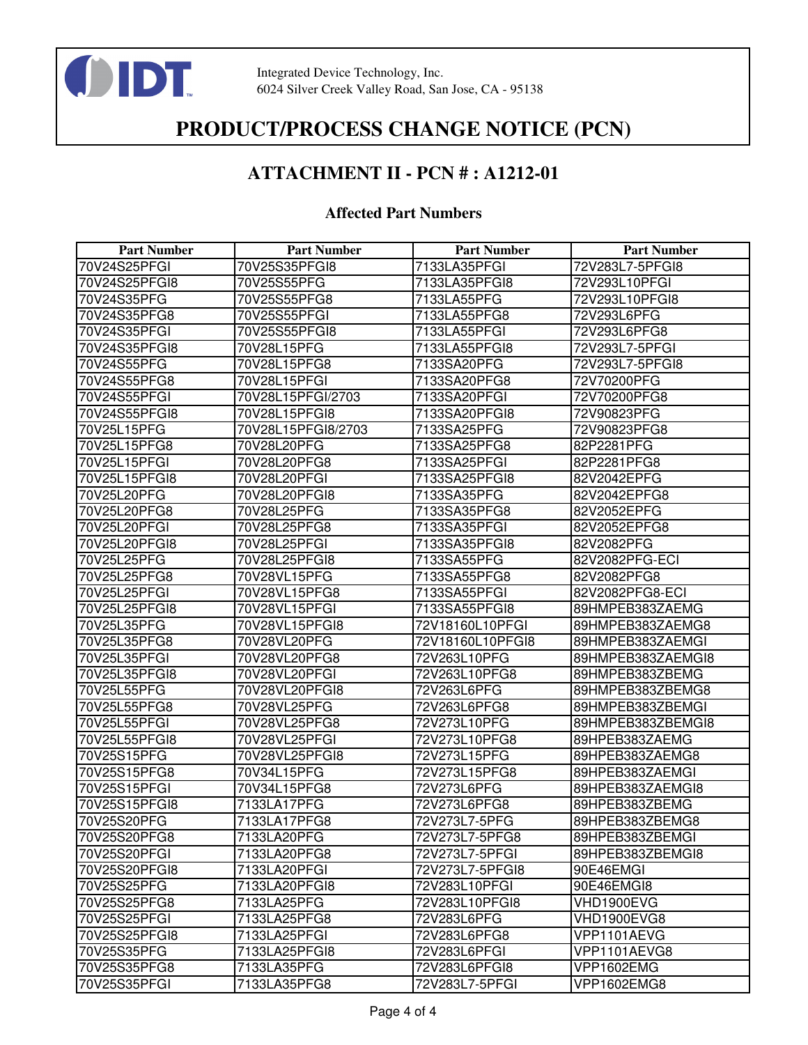Integrated Device Technology, Inc.
6024 Silver Creek Valley Road, San Jose, CA - 95138

# PRODUCT/PROCESS CHANGE NOTICE (PCN)

## ATTACHMENT II - PCN # : A1212-01

### Affected Part Numbers

| Part Number | Part Number | Part Number | Part Number |
|---|---|---|---|
| 70V24S25PFGI | 70V25S35PFGI8 | 7133LA35PFGI | 72V283L7-5PFGI8 |
| 70V24S25PFGI8 | 70V25S55PFG | 7133LA35PFGI8 | 72V293L10PFGI |
| 70V24S35PFG | 70V25S55PFG8 | 7133LA55PFG | 72V293L10PFGI8 |
| 70V24S35PFG8 | 70V25S55PFGI | 7133LA55PFG8 | 72V293L6PFG |
| 70V24S35PFGI | 70V25S55PFGI8 | 7133LA55PFGI | 72V293L6PFG8 |
| 70V24S35PFGI8 | 70V28L15PFG | 7133LA55PFGI8 | 72V293L7-5PFGI |
| 70V24S55PFG | 70V28L15PFG8 | 7133SA20PFG | 72V293L7-5PFGI8 |
| 70V24S55PFG8 | 70V28L15PFGI | 7133SA20PFG8 | 72V70200PFG |
| 70V24S55PFGI | 70V28L15PFGI/2703 | 7133SA20PFGI | 72V70200PFG8 |
| 70V24S55PFGI8 | 70V28L15PFGI8 | 7133SA20PFGI8 | 72V90823PFG |
| 70V25L15PFG | 70V28L15PFGI8/2703 | 7133SA25PFG | 72V90823PFG8 |
| 70V25L15PFG8 | 70V28L20PFG | 7133SA25PFG8 | 82P2281PFG |
| 70V25L15PFGI | 70V28L20PFG8 | 7133SA25PFGI | 82P2281PFG8 |
| 70V25L15PFGI8 | 70V28L20PFGI | 7133SA25PFGI8 | 82V2042EPFG |
| 70V25L20PFG | 70V28L20PFGI8 | 7133SA35PFG | 82V2042EPFG8 |
| 70V25L20PFG8 | 70V28L25PFG | 7133SA35PFG8 | 82V2052EPFG |
| 70V25L20PFGI | 70V28L25PFG8 | 7133SA35PFGI | 82V2052EPFG8 |
| 70V25L20PFGI8 | 70V28L25PFGI | 7133SA35PFGI8 | 82V2082PFG |
| 70V25L25PFG | 70V28L25PFGI8 | 7133SA55PFG | 82V2082PFG-ECI |
| 70V25L25PFG8 | 70V28VL15PFG | 7133SA55PFG8 | 82V2082PFG8 |
| 70V25L25PFGI | 70V28VL15PFG8 | 7133SA55PFGI | 82V2082PFG8-ECI |
| 70V25L25PFGI8 | 70V28VL15PFGI | 7133SA55PFGI8 | 89HMPEB383ZAEMG |
| 70V25L35PFG | 70V28VL15PFGI8 | 72V18160L10PFGI | 89HMPEB383ZAEMG8 |
| 70V25L35PFG8 | 70V28VL20PFG | 72V18160L10PFGI8 | 89HMPEB383ZAEMGI |
| 70V25L35PFGI | 70V28VL20PFG8 | 72V263L10PFG | 89HMPEB383ZAEMGI8 |
| 70V25L35PFGI8 | 70V28VL20PFGI | 72V263L10PFG8 | 89HMPEB383ZBEMG |
| 70V25L55PFG | 70V28VL20PFGI8 | 72V263L6PFG | 89HMPEB383ZBEMG8 |
| 70V25L55PFG8 | 70V28VL25PFG | 72V263L6PFG8 | 89HMPEB383ZBEMGI |
| 70V25L55PFGI | 70V28VL25PFG8 | 72V273L10PFG | 89HMPEB383ZBEMGI8 |
| 70V25L55PFGI8 | 70V28VL25PFGI | 72V273L10PFG8 | 89HPEB383ZAEMG |
| 70V25S15PFG | 70V28VL25PFGI8 | 72V273L15PFG | 89HPEB383ZAEMG8 |
| 70V25S15PFG8 | 70V34L15PFG | 72V273L15PFG8 | 89HPEB383ZAEMGI |
| 70V25S15PFGI | 70V34L15PFG8 | 72V273L6PFG | 89HPEB383ZAEMGI8 |
| 70V25S15PFGI8 | 7133LA17PFG | 72V273L6PFG8 | 89HPEB383ZBEMG |
| 70V25S20PFG | 7133LA17PFG8 | 72V273L7-5PFG | 89HPEB383ZBEMG8 |
| 70V25S20PFG8 | 7133LA20PFG | 72V273L7-5PFG8 | 89HPEB383ZBEMGI |
| 70V25S20PFGI | 7133LA20PFG8 | 72V273L7-5PFGI | 89HPEB383ZBEMGI8 |
| 70V25S20PFGI8 | 7133LA20PFGI | 72V273L7-5PFGI8 | 90E46EMGI |
| 70V25S25PFG | 7133LA20PFGI8 | 72V283L10PFGI | 90E46EMGI8 |
| 70V25S25PFG8 | 7133LA25PFG | 72V283L10PFGI8 | VHD1900EVG |
| 70V25S25PFGI | 7133LA25PFG8 | 72V283L6PFG | VHD1900EVG8 |
| 70V25S25PFGI8 | 7133LA25PFGI | 72V283L6PFG8 | VPP1101AEVG |
| 70V25S35PFG | 7133LA25PFGI8 | 72V283L6PFGI | VPP1101AEVG8 |
| 70V25S35PFG8 | 7133LA35PFG | 72V283L6PFGI8 | VPP1602EMG |
| 70V25S35PFGI | 7133LA35PFG8 | 72V283L7-5PFGI | VPP1602EMG8 |